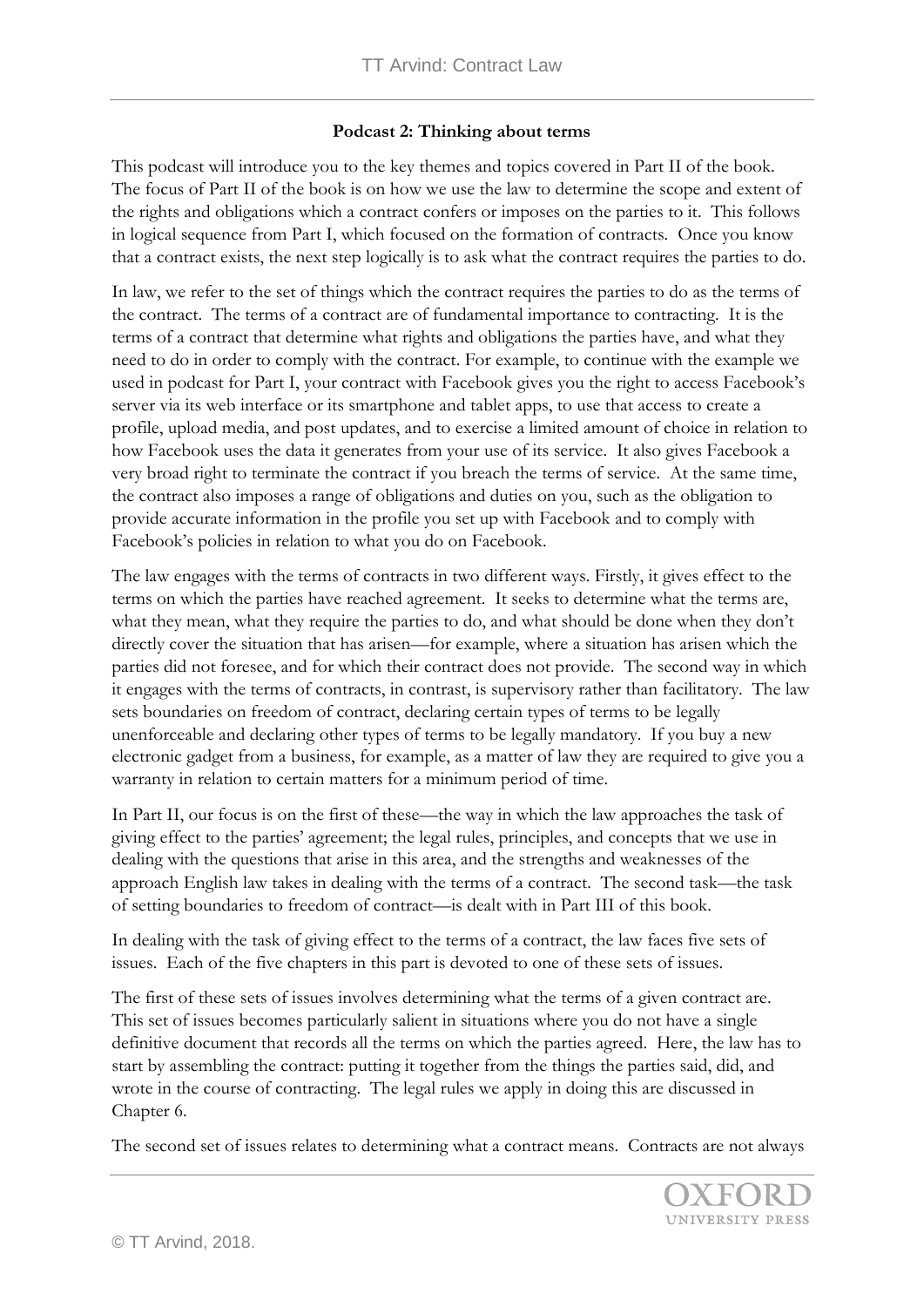**Podcast 2: Thinking about terms**

This podcast will introduce you to the key themes and topics covered in Part II of the book. The focus of Part II of the book is on how we use the law to determine the scope and extent of the rights and obligations which a contract confers or imposes on the parties to it. This follows in logical sequence from Part I, which focused on the formation of contracts. Once you know that a contract exists, the next step logically is to ask what the contract requires the parties to do.

In law, we refer to the set of things which the contract requires the parties to do as the terms of the contract. The terms of a contract are of fundamental importance to contracting. It is the terms of a contract that determine what rights and obligations the parties have, and what they need to do in order to comply with the contract. For example, to continue with the example we used in podcast for Part I, your contract with Facebook gives you the right to access Facebook's server via its web interface or its smartphone and tablet apps, to use that access to create a profile, upload media, and post updates, and to exercise a limited amount of choice in relation to how Facebook uses the data it generates from your use of its service. It also gives Facebook a very broad right to terminate the contract if you breach the terms of service. At the same time, the contract also imposes a range of obligations and duties on you, such as the obligation to provide accurate information in the profile you set up with Facebook and to comply with Facebook's policies in relation to what you do on Facebook.

The law engages with the terms of contracts in two different ways. Firstly, it gives effect to the terms on which the parties have reached agreement. It seeks to determine what the terms are, what they mean, what they require the parties to do, and what should be done when they don't directly cover the situation that has arisen—for example, where a situation has arisen which the parties did not foresee, and for which their contract does not provide. The second way in which it engages with the terms of contracts, in contrast, is supervisory rather than facilitatory. The law sets boundaries on freedom of contract, declaring certain types of terms to be legally unenforceable and declaring other types of terms to be legally mandatory. If you buy a new electronic gadget from a business, for example, as a matter of law they are required to give you a warranty in relation to certain matters for a minimum period of time.

In Part II, our focus is on the first of these—the way in which the law approaches the task of giving effect to the parties' agreement; the legal rules, principles, and concepts that we use in dealing with the questions that arise in this area, and the strengths and weaknesses of the approach English law takes in dealing with the terms of a contract. The second task—the task of setting boundaries to freedom of contract—is dealt with in Part III of this book.

In dealing with the task of giving effect to the terms of a contract, the law faces five sets of issues. Each of the five chapters in this part is devoted to one of these sets of issues.

The first of these sets of issues involves determining what the terms of a given contract are. This set of issues becomes particularly salient in situations where you do not have a single definitive document that records all the terms on which the parties agreed. Here, the law has to start by assembling the contract: putting it together from the things the parties said, did, and wrote in the course of contracting. The legal rules we apply in doing this are discussed in Chapter 6.

The second set of issues relates to determining what a contract means. Contracts are not always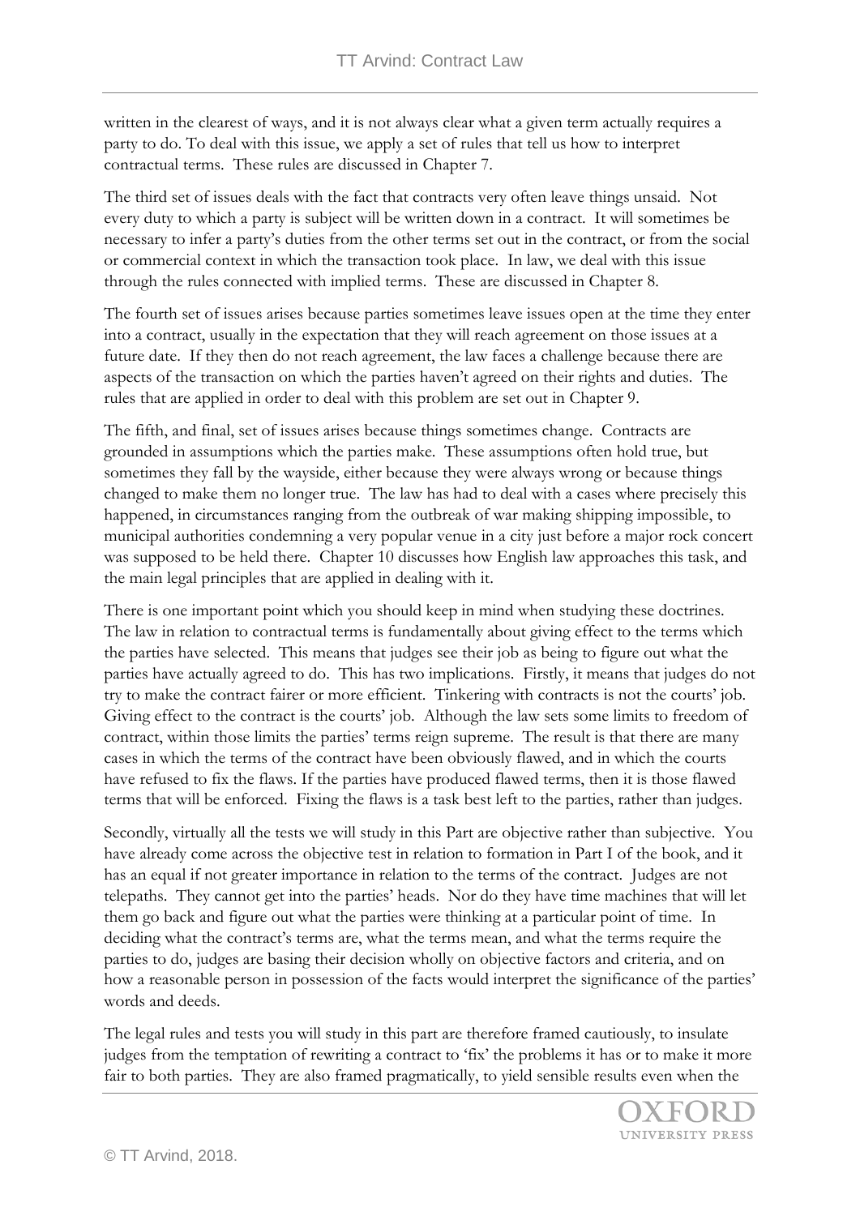written in the clearest of ways, and it is not always clear what a given term actually requires a party to do. To deal with this issue, we apply a set of rules that tell us how to interpret contractual terms. These rules are discussed in Chapter 7.

The third set of issues deals with the fact that contracts very often leave things unsaid. Not every duty to which a party is subject will be written down in a contract. It will sometimes be necessary to infer a party's duties from the other terms set out in the contract, or from the social or commercial context in which the transaction took place. In law, we deal with this issue through the rules connected with implied terms. These are discussed in Chapter 8.

The fourth set of issues arises because parties sometimes leave issues open at the time they enter into a contract, usually in the expectation that they will reach agreement on those issues at a future date. If they then do not reach agreement, the law faces a challenge because there are aspects of the transaction on which the parties haven't agreed on their rights and duties. The rules that are applied in order to deal with this problem are set out in Chapter 9.

The fifth, and final, set of issues arises because things sometimes change. Contracts are grounded in assumptions which the parties make. These assumptions often hold true, but sometimes they fall by the wayside, either because they were always wrong or because things changed to make them no longer true. The law has had to deal with a cases where precisely this happened, in circumstances ranging from the outbreak of war making shipping impossible, to municipal authorities condemning a very popular venue in a city just before a major rock concert was supposed to be held there. Chapter 10 discusses how English law approaches this task, and the main legal principles that are applied in dealing with it.

There is one important point which you should keep in mind when studying these doctrines. The law in relation to contractual terms is fundamentally about giving effect to the terms which the parties have selected. This means that judges see their job as being to figure out what the parties have actually agreed to do. This has two implications. Firstly, it means that judges do not try to make the contract fairer or more efficient. Tinkering with contracts is not the courts' job. Giving effect to the contract is the courts' job. Although the law sets some limits to freedom of contract, within those limits the parties' terms reign supreme. The result is that there are many cases in which the terms of the contract have been obviously flawed, and in which the courts have refused to fix the flaws. If the parties have produced flawed terms, then it is those flawed terms that will be enforced. Fixing the flaws is a task best left to the parties, rather than judges.

Secondly, virtually all the tests we will study in this Part are objective rather than subjective. You have already come across the objective test in relation to formation in Part I of the book, and it has an equal if not greater importance in relation to the terms of the contract. Judges are not telepaths. They cannot get into the parties' heads. Nor do they have time machines that will let them go back and figure out what the parties were thinking at a particular point of time. In deciding what the contract's terms are, what the terms mean, and what the terms require the parties to do, judges are basing their decision wholly on objective factors and criteria, and on how a reasonable person in possession of the facts would interpret the significance of the parties' words and deeds.

The legal rules and tests you will study in this part are therefore framed cautiously, to insulate judges from the temptation of rewriting a contract to 'fix' the problems it has or to make it more fair to both parties. They are also framed pragmatically, to yield sensible results even when the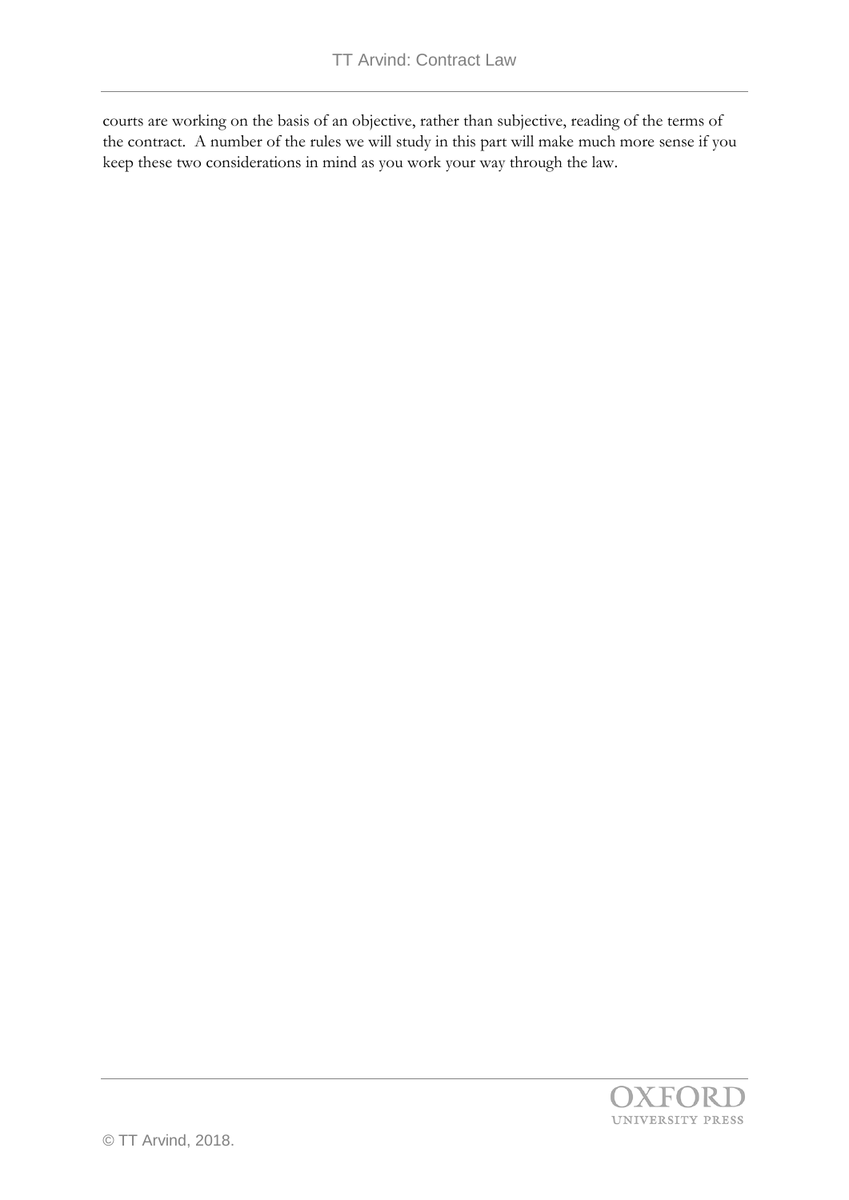courts are working on the basis of an objective, rather than subjective, reading of the terms of the contract. A number of the rules we will study in this part will make much more sense if you keep these two considerations in mind as you work your way through the law.